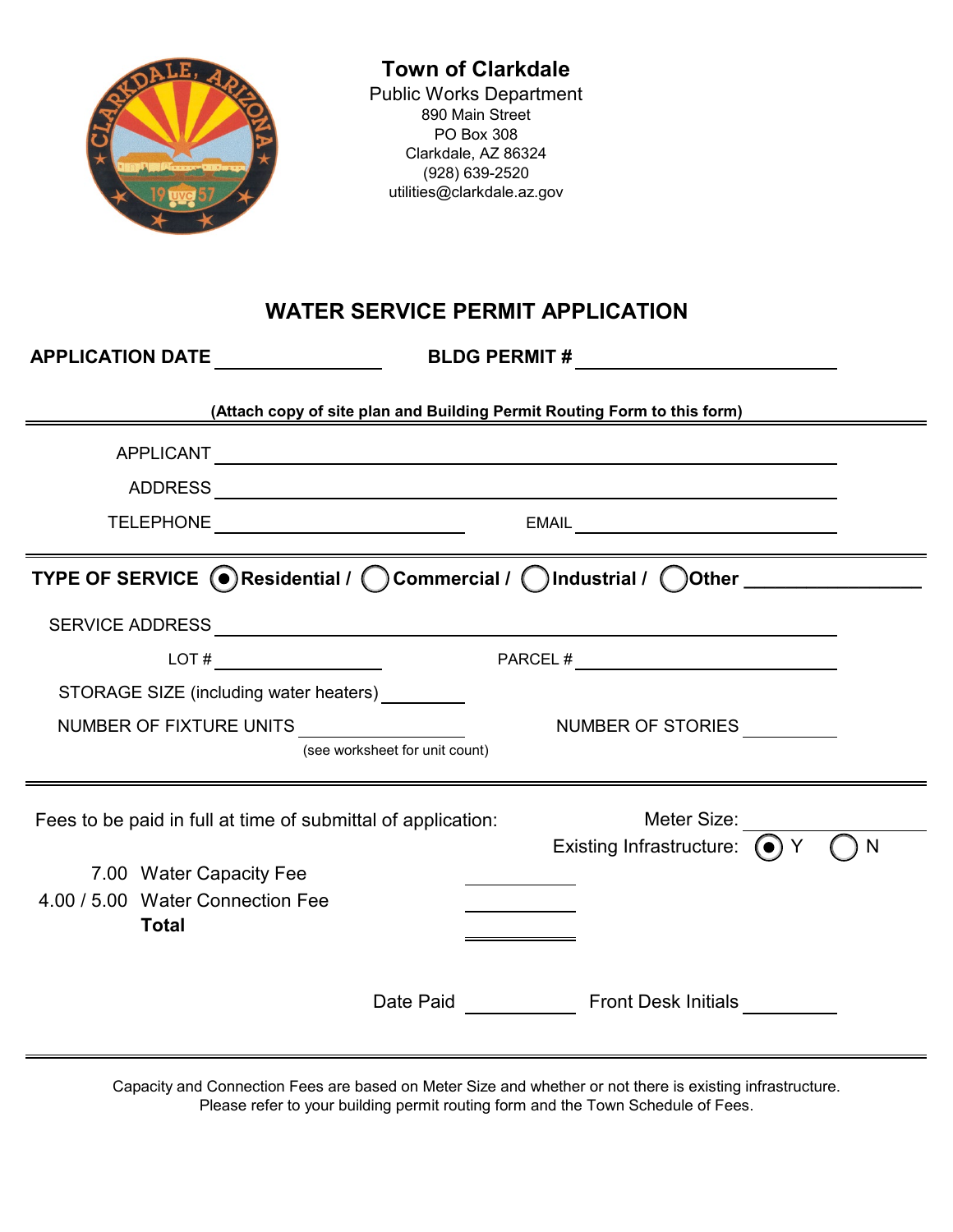**Town of Clarkdale**
Public Works Department
890 Main Street
PO Box 308
Clarkdale, AZ 86324
(928) 639-2520
utilities@clarkdale.az.gov

# WATER SERVICE PERMIT APPLICATION

**APPLICATION DATE** ________________ **BLDG PERMIT #** ________________________

**(Attach copy of site plan and Building Permit Routing Form to this form)**

---

APPLICANT ________________________________________________

ADDRESS ________________________________________________

TELEPHONE ________________________ EMAIL ________________________

---

**TYPE OF SERVICE** (●) **Residential /** ( ) **Commercial /** ( ) **Industrial /** ( ) **Other** ________________

SERVICE ADDRESS ________________________________________________

LOT # ________________ PARCEL # ________________________

STORAGE SIZE (including water heaters) ________

NUMBER OF FIXTURE UNITS ________________ NUMBER OF STORIES ________

(see worksheet for unit count)

---

Fees to be paid in full at time of submittal of application:

Meter Size: ________________

Existing Infrastructure: (●) Y ( ) N

| | | |
|---|---|---|
| 7.00 | Water Capacity Fee | ________ |
| 4.00 / 5.00 | Water Connection Fee | ________ |
| | **Total** | ________ |

Date Paid ________ Front Desk Initials ________

---

Capacity and Connection Fees are based on Meter Size and whether or not there is existing infrastructure. Please refer to your building permit routing form and the Town Schedule of Fees.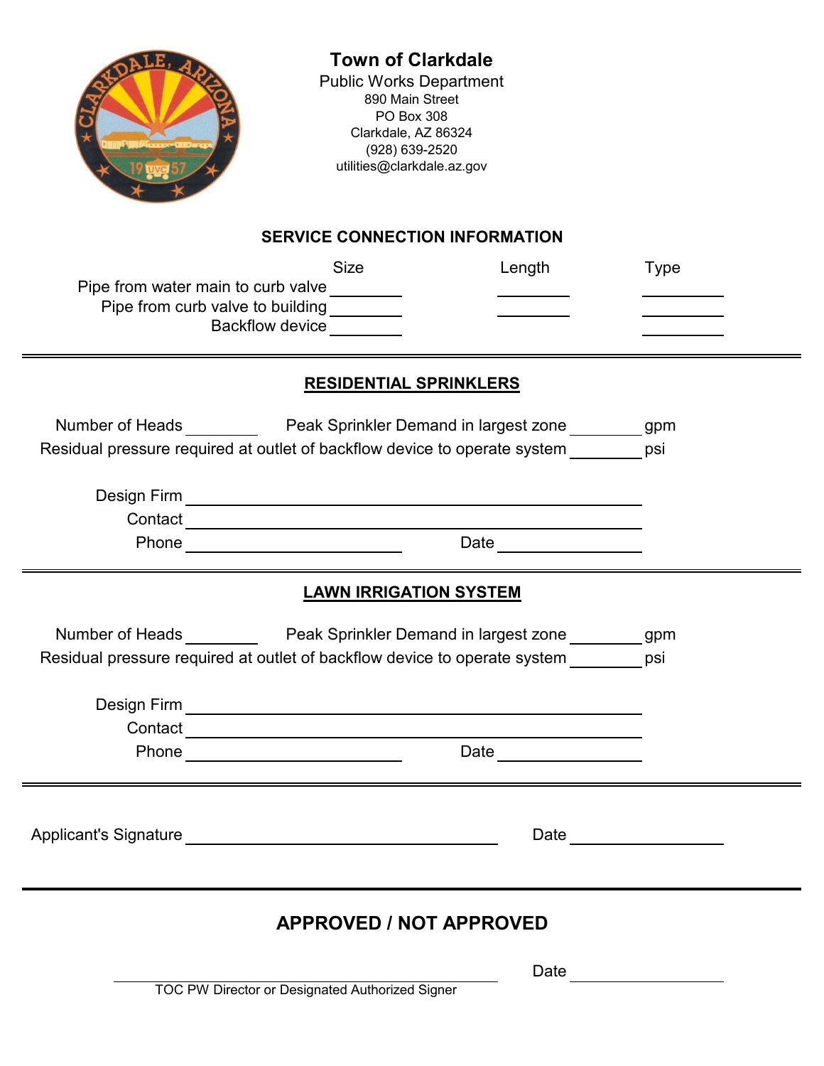**Town of Clarkdale**
Public Works Department
890 Main Street
PO Box 308
Clarkdale, AZ 86324
(928) 639-2520
utilities@clarkdale.az.gov

## SERVICE CONNECTION INFORMATION

| | Size | Length | Type |
|---|---|---|---|
| Pipe from water main to curb valve | ________ | ________ | ________ |
| Pipe from curb valve to building | ________ | ________ | ________ |
| Backflow device | ________ | | ________ |

---

## RESIDENTIAL SPRINKLERS

Number of Heads ________ Peak Sprinkler Demand in largest zone ________ gpm

Residual pressure required at outlet of backflow device to operate system ________ psi

Design Firm ____________________________________________

Contact ____________________________________________

Phone ________________________ Date ________________

---

## LAWN IRRIGATION SYSTEM

Number of Heads ________ Peak Sprinkler Demand in largest zone ________ gpm

Residual pressure required at outlet of backflow device to operate system ________ psi

Design Firm ____________________________________________

Contact ____________________________________________

Phone ________________________ Date ________________

---

Applicant's Signature ____________________________________ Date ________________

---

## APPROVED / NOT APPROVED

____________________________________ Date ________________

TOC PW Director or Designated Authorized Signer